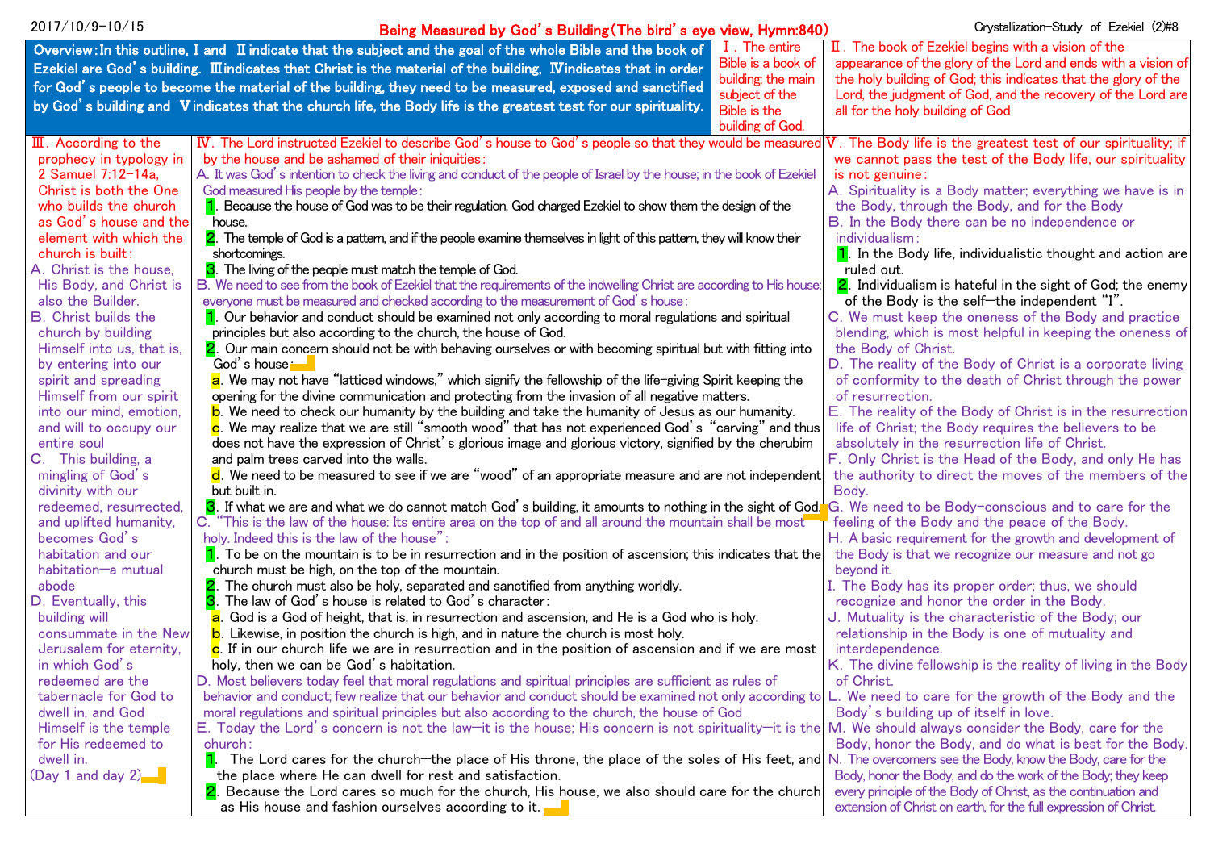2017/10/9-10/15

# Being Measured by God's Building (The bird's eye view, Hymn:840)

Crystallization-Study of Ezekiel (2)#8

**Overview: In this outline, I and II indicate that the subject and the goal of the whole Bible and the book of Ezekiel are God's building. III indicates that Christ is the material of the building, IV indicates that in order for God's people to become the material of the building, they need to be measured, exposed and sanctified by God's building and V indicates that the church life, the Body life is the greatest test for our spirituality.**

**I. The entire Bible is a book of building; the main subject of the Bible is the building of God.**

**II. The book of Ezekiel begins with a vision of the appearance of the glory of the Lord and ends with a vision of the holy building of God; this indicates that the glory of the Lord, the judgment of God, and the recovery of the Lord are all for the holy building of God**

**III. According to the prophecy in typology in 2 Samuel 7:12–14a, Christ is both the One who builds the church as God's house and the element with which the church is built:**

A. Christ is the house, His Body, and Christ is also the Builder.

B. Christ builds the church by building Himself into us, that is, by entering into our spirit and spreading Himself from our spirit into our mind, emotion, and will to occupy our entire soul

C. This building, a mingling of God's divinity with our redeemed, resurrected, and uplifted humanity, becomes God's habitation and our habitation—a mutual abode

D. Eventually, this building will consummate in the New Jerusalem for eternity, in which God's redeemed are the tabernacle for God to dwell in, and God Himself is the temple for His redeemed to dwell in.

(Day 1 and day 2)

**IV. The Lord instructed Ezekiel to describe God's house to God's people so that they would be measured by the house and be ashamed of their iniquities:**

A. It was God's intention to check the living and conduct of the people of Israel by the house; in the book of Ezekiel God measured His people by the temple:

1. Because the house of God was to be their regulation, God charged Ezekiel to show them the design of the house.
2. The temple of God is a pattern, and if the people examine themselves in light of this pattern, they will know their shortcomings.
3. The living of the people must match the temple of God.

B. We need to see from the book of Ezekiel that the requirements of the indwelling Christ are according to His house; everyone must be measured and checked according to the measurement of God's house:

1. Our behavior and conduct should be examined not only according to moral regulations and spiritual principles but also according to the church, the house of God.
2. Our main concern should not be with behaving ourselves or with becoming spiritual but with fitting into God's house:
   a. We may not have "latticed windows," which signify the fellowship of the life-giving Spirit keeping the opening for the divine communication and protecting from the invasion of all negative matters.
   b. We need to check our humanity by the building and take the humanity of Jesus as our humanity.
   c. We may realize that we are still "smooth wood" that has not experienced God's "carving" and thus does not have the expression of Christ's glorious image and glorious victory, signified by the cherubim and palm trees carved into the walls.
   d. We need to be measured to see if we are "wood" of an appropriate measure and are not independent but built in.
3. If what we are and what we do cannot match God's building, it amounts to nothing in the sight of God.

C. "This is the law of the house: Its entire area on the top of and all around the mountain shall be most holy. Indeed this is the law of the house":

1. To be on the mountain is to be in resurrection and in the position of ascension; this indicates that the church must be high, on the top of the mountain.
2. The church must also be holy, separated and sanctified from anything worldly.
3. The law of God's house is related to God's character:
   a. God is a God of height, that is, in resurrection and ascension, and He is a God who is holy.
   b. Likewise, in position the church is high, and in nature the church is most holy.
   c. If in our church life we are in resurrection and in the position of ascension and if we are most holy, then we can be God's habitation.

D. Most believers today feel that moral regulations and spiritual principles are sufficient as rules of behavior and conduct; few realize that our behavior and conduct should be examined not only according to moral regulations and spiritual principles but also according to the church, the house of God

E. Today the Lord's concern is not the law—it is the house; His concern is not spirituality—it is the church:

1. The Lord cares for the church—the place of His throne, the place of the soles of His feet, and the place where He can dwell for rest and satisfaction.
2. Because the Lord cares so much for the church, His house, we also should care for the church as His house and fashion ourselves according to it.

**V. The Body life is the greatest test of our spirituality; if we cannot pass the test of the Body life, our spirituality is not genuine:**

A. Spirituality is a Body matter; everything we have is in the Body, through the Body, and for the Body

B. In the Body there can be no independence or individualism:

1. In the Body life, individualistic thought and action are ruled out.
2. Individualism is hateful in the sight of God; the enemy of the Body is the self—the independent "I".

C. We must keep the oneness of the Body and practice blending, which is most helpful in keeping the oneness of the Body of Christ.

D. The reality of the Body of Christ is a corporate living of conformity to the death of Christ through the power of resurrection.

E. The reality of the Body of Christ is in the resurrection life of Christ; the Body requires the believers to be absolutely in the resurrection life of Christ.

F. Only Christ is the Head of the Body, and only He has the authority to direct the moves of the members of the Body.

G. We need to be Body-conscious and to care for the feeling of the Body and the peace of the Body.

H. A basic requirement for the growth and development of the Body is that we recognize our measure and not go beyond it.

I. The Body has its proper order; thus, we should recognize and honor the order in the Body.

J. Mutuality is the characteristic of the Body; our relationship in the Body is one of mutuality and interdependence.

K. The divine fellowship is the reality of living in the Body of Christ.

L. We need to care for the growth of the Body and the Body's building up of itself in love.

M. We should always consider the Body, care for the Body, honor the Body, and do what is best for the Body.

N. The overcomers see the Body, know the Body, care for the Body, honor the Body, and do the work of the Body; they keep every principle of the Body of Christ, as the continuation and extension of Christ on earth, for the full expression of Christ.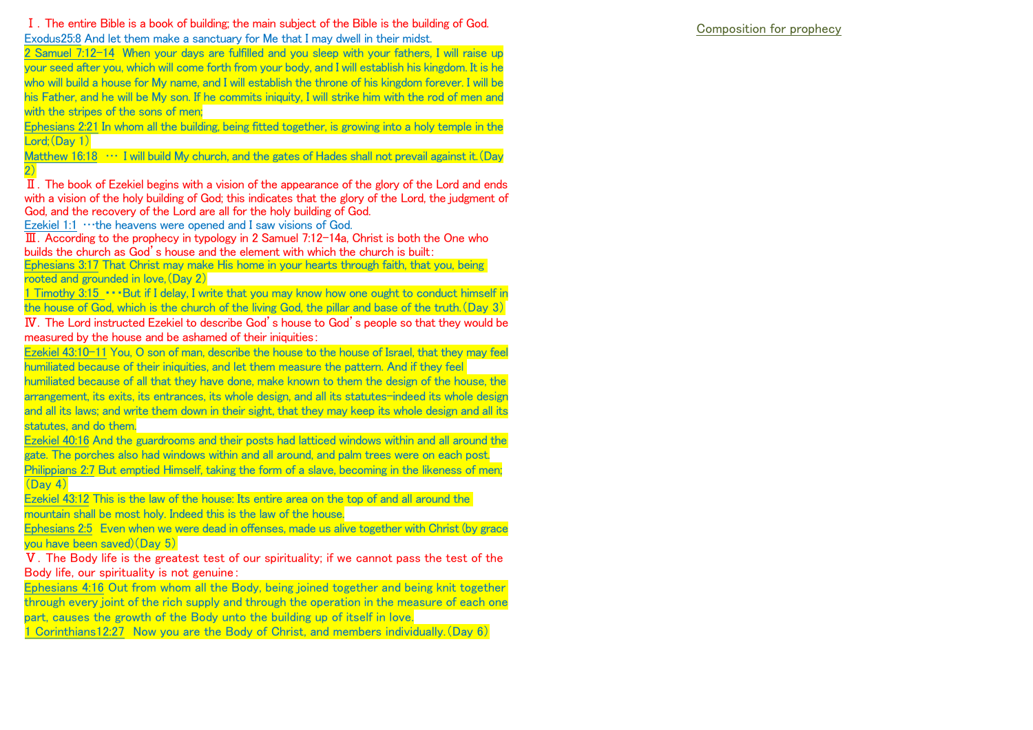Ⅰ. The entire Bible is a book of building; the main subject of the Bible is the building of God.

Exodus25:8 And let them make a sanctuary for Me that I may dwell in their midst.

2 Samuel 7:12–14 When your days are fulfilled and you sleep with your fathers, I will raise up your seed after you, which will come forth from your body, and I will establish his kingdom. It is he who will build a house for My name, and I will establish the throne of his kingdom forever. I will be his Father, and he will be My son. If he commits iniquity, I will strike him with the rod of men and with the stripes of the sons of men;

Ephesians 2:21 In whom all the building, being fitted together, is growing into a holy temple in the Lord;(Day 1)

Matthew 16:18 … I will build My church, and the gates of Hades shall not prevail against it.(Day 2)

Ⅱ. The book of Ezekiel begins with a vision of the appearance of the glory of the Lord and ends with a vision of the holy building of God; this indicates that the glory of the Lord, the judgment of God, and the recovery of the Lord are all for the holy building of God.

Ezekiel 1:1 …the heavens were opened and I saw visions of God.

Ⅲ. According to the prophecy in typology in 2 Samuel 7:12–14a, Christ is both the One who builds the church as God's house and the element with which the church is built:

Ephesians 3:17 That Christ may make His home in your hearts through faith, that you, being rooted and grounded in love,(Day 2)

1 Timothy 3:15 ・・・But if I delay, I write that you may know how one ought to conduct himself in the house of God, which is the church of the living God, the pillar and base of the truth.(Day 3)

Ⅳ. The Lord instructed Ezekiel to describe God's house to God's people so that they would be measured by the house and be ashamed of their iniquities:

Ezekiel 43:10–11 You, O son of man, describe the house to the house of Israel, that they may feel humiliated because of their iniquities, and let them measure the pattern. And if they feel humiliated because of all that they have done, make known to them the design of the house, the arrangement, its exits, its entrances, its whole design, and all its statutes–indeed its whole design and all its laws; and write them down in their sight, that they may keep its whole design and all its statutes, and do them.

Ezekiel 40:16 And the guardrooms and their posts had latticed windows within and all around the gate. The porches also had windows within and all around, and palm trees were on each post.

Philippians 2:7 But emptied Himself, taking the form of a slave, becoming in the likeness of men;(Day 4)

Ezekiel 43:12 This is the law of the house: Its entire area on the top of and all around the mountain shall be most holy. Indeed this is the law of the house.

Ephesians 2:5 Even when we were dead in offenses, made us alive together with Christ (by grace you have been saved)(Day 5)

Ⅴ. The Body life is the greatest test of our spirituality; if we cannot pass the test of the Body life, our spirituality is not genuine:

Ephesians 4:16 Out from whom all the Body, being joined together and being knit together through every joint of the rich supply and through the operation in the measure of each one part, causes the growth of the Body unto the building up of itself in love.

1 Corinthians12:27 Now you are the Body of Christ, and members individually.(Day 6)

Composition for prophecy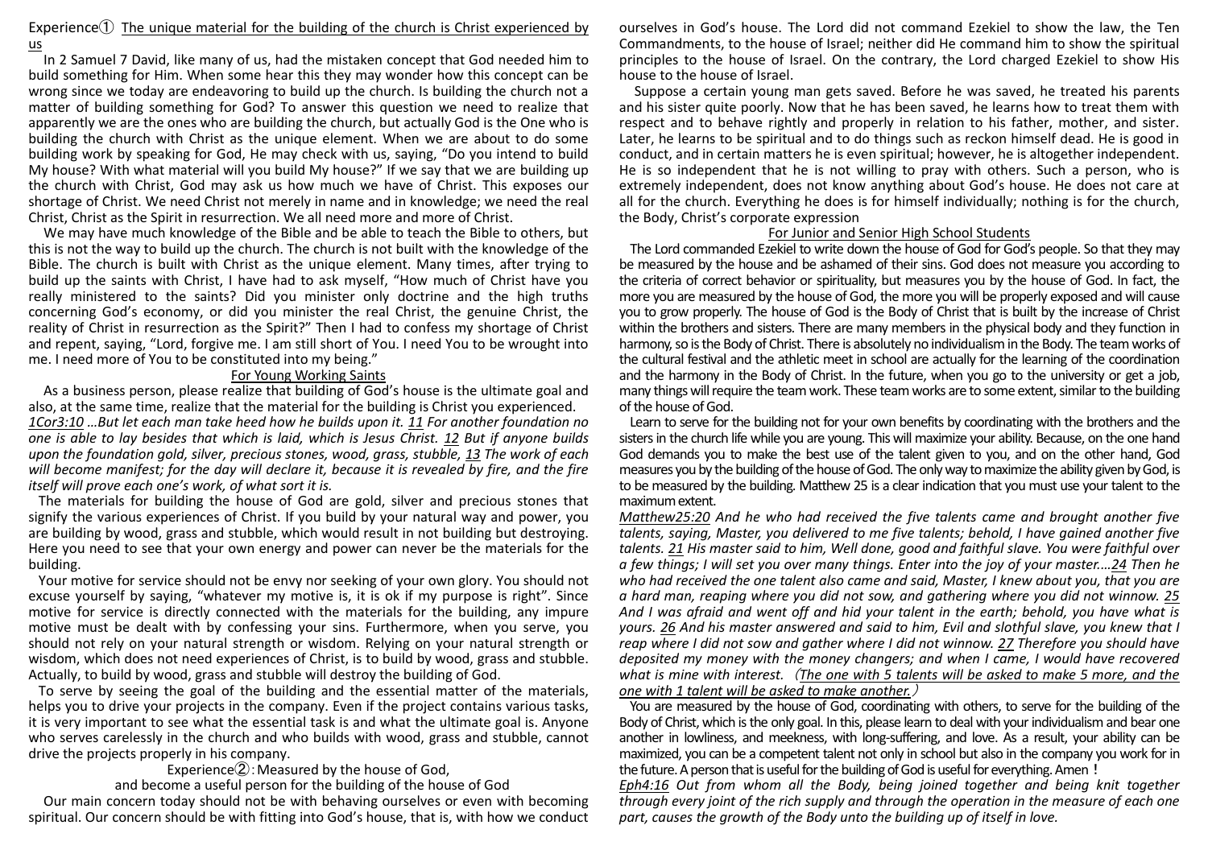## Experience① <u>The unique material for the building of the church is Christ experienced by us</u>

In 2 Samuel 7 David, like many of us, had the mistaken concept that God needed him to build something for Him. When some hear this they may wonder how this concept can be wrong since we today are endeavoring to build up the church. Is building the church not a matter of building something for God? To answer this question we need to realize that apparently we are the ones who are building the church, but actually God is the One who is building the church with Christ as the unique element. When we are about to do some building work by speaking for God, He may check with us, saying, "Do you intend to build My house? With what material will you build My house?" If we say that we are building up the church with Christ, God may ask us how much we have of Christ. This exposes our shortage of Christ. We need Christ not merely in name and in knowledge; we need the real Christ, Christ as the Spirit in resurrection. We all need more and more of Christ.

We may have much knowledge of the Bible and be able to teach the Bible to others, but this is not the way to build up the church. The church is not built with the knowledge of the Bible. The church is built with Christ as the unique element. Many times, after trying to build up the saints with Christ, I have had to ask myself, "How much of Christ have you really ministered to the saints? Did you minister only doctrine and the high truths concerning God's economy, or did you minister the real Christ, the genuine Christ, the reality of Christ in resurrection as the Spirit?" Then I had to confess my shortage of Christ and repent, saying, "Lord, forgive me. I am still short of You. I need You to be wrought into me. I need more of You to be constituted into my being."

### <u>For Young Working Saints</u>

As a business person, please realize that building of God's house is the ultimate goal and also, at the same time, realize that the material for the building is Christ you experienced.

*<u>1Cor3:10</u> …But let each man take heed how he builds upon it. <u>11</u> For another foundation no one is able to lay besides that which is laid, which is Jesus Christ. <u>12</u> But if anyone builds upon the foundation gold, silver, precious stones, wood, grass, stubble, <u>13</u> The work of each will become manifest; for the day will declare it, because it is revealed by fire, and the fire itself will prove each one's work, of what sort it is.*

The materials for building the house of God are gold, silver and precious stones that signify the various experiences of Christ. If you build by your natural way and power, you are building by wood, grass and stubble, which would result in not building but destroying. Here you need to see that your own energy and power can never be the materials for the building.

Your motive for service should not be envy nor seeking of your own glory. You should not excuse yourself by saying, "whatever my motive is, it is ok if my purpose is right". Since motive for service is directly connected with the materials for the building, any impure motive must be dealt with by confessing your sins. Furthermore, when you serve, you should not rely on your natural strength or wisdom. Relying on your natural strength or wisdom, which does not need experiences of Christ, is to build by wood, grass and stubble. Actually, to build by wood, grass and stubble will destroy the building of God.

To serve by seeing the goal of the building and the essential matter of the materials, helps you to drive your projects in the company. Even if the project contains various tasks, it is very important to see what the essential task is and what the ultimate goal is. Anyone who serves carelessly in the church and who builds with wood, grass and stubble, cannot drive the projects properly in his company.

## Experience②: Measured by the house of God, and become a useful person for the building of the house of God

Our main concern today should not be with behaving ourselves or even with becoming spiritual. Our concern should be with fitting into God's house, that is, with how we conduct ourselves in God's house. The Lord did not command Ezekiel to show the law, the Ten Commandments, to the house of Israel; neither did He command him to show the spiritual principles to the house of Israel. On the contrary, the Lord charged Ezekiel to show His house to the house of Israel.

Suppose a certain young man gets saved. Before he was saved, he treated his parents and his sister quite poorly. Now that he has been saved, he learns how to treat them with respect and to behave rightly and properly in relation to his father, mother, and sister. Later, he learns to be spiritual and to do things such as reckon himself dead. He is good in conduct, and in certain matters he is even spiritual; however, he is altogether independent. He is so independent that he is not willing to pray with others. Such a person, who is extremely independent, does not know anything about God's house. He does not care at all for the church. Everything he does is for himself individually; nothing is for the church, the Body, Christ's corporate expression

### <u>For Junior and Senior High School Students</u>

The Lord commanded Ezekiel to write down the house of God for God's people. So that they may be measured by the house and be ashamed of their sins. God does not measure you according to the criteria of correct behavior or spirituality, but measures you by the house of God. In fact, the more you are measured by the house of God, the more you will be properly exposed and will cause you to grow properly. The house of God is the Body of Christ that is built by the increase of Christ within the brothers and sisters. There are many members in the physical body and they function in harmony, so is the Body of Christ. There is absolutely no individualism in the Body. The team works of the cultural festival and the athletic meet in school are actually for the learning of the coordination and the harmony in the Body of Christ. In the future, when you go to the university or get a job, many things will require the team work. These team works are to some extent, similar to the building of the house of God.

Learn to serve for the building not for your own benefits by coordinating with the brothers and the sisters in the church life while you are young. This will maximize your ability. Because, on the one hand God demands you to make the best use of the talent given to you, and on the other hand, God measures you by the building of the house of God. The only way to maximize the ability given by God, is to be measured by the building. Matthew 25 is a clear indication that you must use your talent to the maximum extent.

*<u>Matthew25:20</u> And he who had received the five talents came and brought another five talents, saying, Master, you delivered to me five talents; behold, I have gained another five talents. <u>21</u> His master said to him, Well done, good and faithful slave. You were faithful over a few things; I will set you over many things. Enter into the joy of your master.…<u>24</u> Then he who had received the one talent also came and said, Master, I knew about you, that you are a hard man, reaping where you did not sow, and gathering where you did not winnow. <u>25</u> And I was afraid and went off and hid your talent in the earth; behold, you have what is yours. <u>26</u> And his master answered and said to him, Evil and slothful slave, you knew that I reap where I did not sow and gather where I did not winnow. <u>27</u> Therefore you should have deposited my money with the money changers; and when I came, I would have recovered what is mine with interest.* (<u>*The one with 5 talents will be asked to make 5 more, and the one with 1 talent will be asked to make another.*</u>)

You are measured by the house of God, coordinating with others, to serve for the building of the Body of Christ, which is the only goal. In this, please learn to deal with your individualism and bear one another in lowliness, and meekness, with long-suffering, and love. As a result, your ability can be maximized, you can be a competent talent not only in school but also in the company you work for in the future. A person that is useful for the building of God is useful for everything. Amen！

*<u>Eph4:16</u> Out from whom all the Body, being joined together and being knit together through every joint of the rich supply and through the operation in the measure of each one part, causes the growth of the Body unto the building up of itself in love.*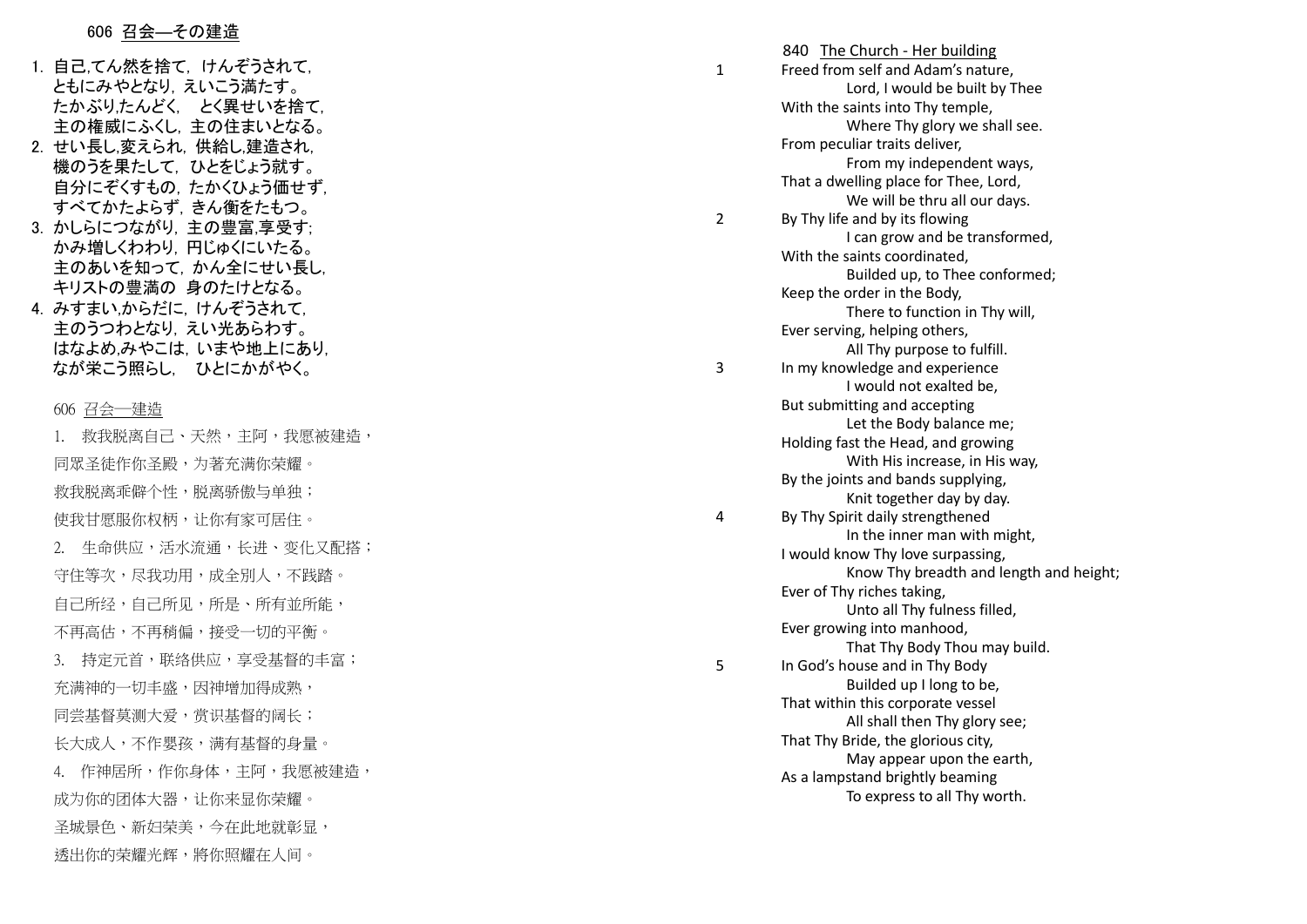606 召会—その建造

1. 自己,てん然を捨て，けんぞうされて,
 ともにみやとなり，えいこう満たす。
 たかぶり,たんどく，　とく異せいを捨て,
 主の権威にふくし，主の住まいとなる。
2. せい長し,変えられ，供給し,建造され,
 機のうを果たして，ひとをじょう就す。
 自分にぞくすもの，たかくひょう価せず,
 すべてかたよらず，きん衡をたもつ。
3. かしらにつながり，主の豊富,享受す;
 かみ増しくわわり，円じゅくにいたる。
 主のあいを知って，かん全にせい長し,
 キリストの豊満の　身のたけとなる。
4. みすまい,からだに，けんぞうされて,
 主のうつわとなり，えい光あらわす。
 はなよめ,みやこは，いまや地上にあり,
 なが栄こう照らし，　ひとにかがやく。

606 召会—建造

1. 救我脱离自己、天然，主阿，我愿被建造，
同眾圣徒作你圣殿，为著充满你荣耀。
救我脱离乖僻个性，脱离骄傲与单独；
使我甘愿服你权柄，让你有家可居住。
2. 生命供应，活水流通，长进、变化又配搭；
守住等次，尽我功用，成全别人，不践踏。
自己所经，自己所见，所是、所有並所能，
不再高估，不再稍偏，接受一切的平衡。
3. 持定元首，联络供应，享受基督的丰富；
充满神的一切丰盛，因神增加得成熟，
同尝基督莫测大爱，赏识基督的阔长；
长大成人，不作婴孩，满有基督的身量。
4. 作神居所，作你身体，主阿，我愿被建造，
成为你的团体大器，让你来显你荣耀。
圣城景色、新妇荣美，今在此地就彰显，
透出你的荣耀光辉，將你照耀在人间。

840 The Church - Her building

1
Freed from self and Adam's nature,
 Lord, I would be built by Thee
With the saints into Thy temple,
 Where Thy glory we shall see.
From peculiar traits deliver,
 From my independent ways,
That a dwelling place for Thee, Lord,
 We will be thru all our days.

2
By Thy life and by its flowing
 I can grow and be transformed,
With the saints coordinated,
 Builded up, to Thee conformed;
Keep the order in the Body,
 There to function in Thy will,
Ever serving, helping others,
 All Thy purpose to fulfill.

3
In my knowledge and experience
 I would not exalted be,
But submitting and accepting
 Let the Body balance me;
Holding fast the Head, and growing
 With His increase, in His way,
By the joints and bands supplying,
 Knit together day by day.

4
By Thy Spirit daily strengthened
 In the inner man with might,
I would know Thy love surpassing,
 Know Thy breadth and length and height;
Ever of Thy riches taking,
 Unto all Thy fulness filled,
Ever growing into manhood,
 That Thy Body Thou may build.

5
In God's house and in Thy Body
 Builded up I long to be,
That within this corporate vessel
 All shall then Thy glory see;
That Thy Bride, the glorious city,
 May appear upon the earth,
As a lampstand brightly beaming
 To express to all Thy worth.